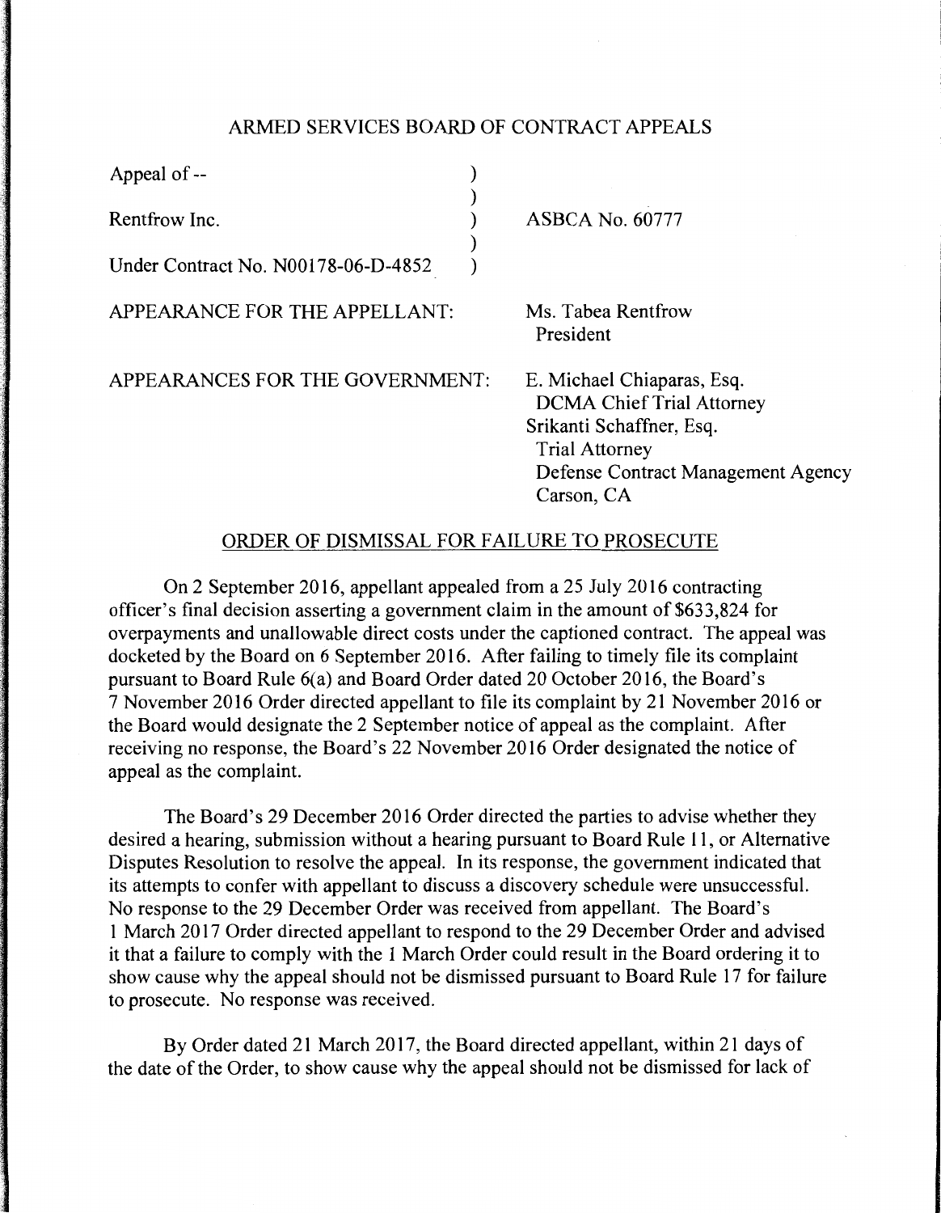ARMED SERVICES BOARD OF CONTRACT APPEALS

| | | |
|---|---|---|
| Appeal of -- | ) | |
| | ) | |
| Rentfrow Inc. | ) | ASBCA No. 60777 |
| | ) | |
| Under Contract No. N00178-06-D-4852 | ) | |

APPEARANCE FOR THE APPELLANT: Ms. Tabea Rentfrow
President

APPEARANCES FOR THE GOVERNMENT: E. Michael Chiaparas, Esq.
DCMA Chief Trial Attorney
Srikanti Schaffner, Esq.
Trial Attorney
Defense Contract Management Agency
Carson, CA

ORDER OF DISMISSAL FOR FAILURE TO PROSECUTE

On 2 September 2016, appellant appealed from a 25 July 2016 contracting officer's final decision asserting a government claim in the amount of $633,824 for overpayments and unallowable direct costs under the captioned contract. The appeal was docketed by the Board on 6 September 2016. After failing to timely file its complaint pursuant to Board Rule 6(a) and Board Order dated 20 October 2016, the Board's 7 November 2016 Order directed appellant to file its complaint by 21 November 2016 or the Board would designate the 2 September notice of appeal as the complaint. After receiving no response, the Board's 22 November 2016 Order designated the notice of appeal as the complaint.

The Board's 29 December 2016 Order directed the parties to advise whether they desired a hearing, submission without a hearing pursuant to Board Rule 11, or Alternative Disputes Resolution to resolve the appeal. In its response, the government indicated that its attempts to confer with appellant to discuss a discovery schedule were unsuccessful. No response to the 29 December Order was received from appellant. The Board's 1 March 2017 Order directed appellant to respond to the 29 December Order and advised it that a failure to comply with the 1 March Order could result in the Board ordering it to show cause why the appeal should not be dismissed pursuant to Board Rule 17 for failure to prosecute. No response was received.

By Order dated 21 March 2017, the Board directed appellant, within 21 days of the date of the Order, to show cause why the appeal should not be dismissed for lack of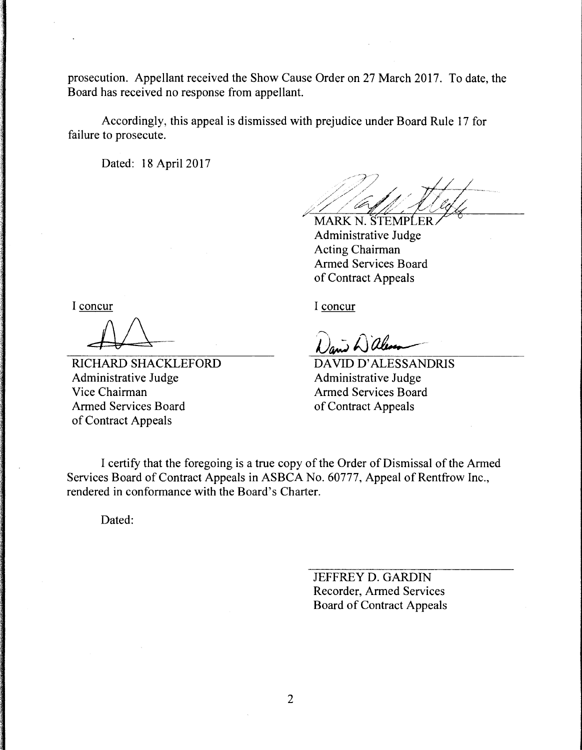prosecution. Appellant received the Show Cause Order on 27 March 2017. To date, the Board has received no response from appellant.

Accordingly, this appeal is dismissed with prejudice under Board Rule 17 for failure to prosecute.

Dated: 18 April 2017

MARK N. STEMPLER
Administrative Judge
Acting Chairman
Armed Services Board
of Contract Appeals

I concur

RICHARD SHACKLEFORD
Administrative Judge
Vice Chairman
Armed Services Board
of Contract Appeals

I concur

DAVID D'ALESSANDRIS
Administrative Judge
Armed Services Board
of Contract Appeals

I certify that the foregoing is a true copy of the Order of Dismissal of the Armed Services Board of Contract Appeals in ASBCA No. 60777, Appeal of Rentfrow Inc., rendered in conformance with the Board's Charter.

Dated:

JEFFREY D. GARDIN
Recorder, Armed Services
Board of Contract Appeals